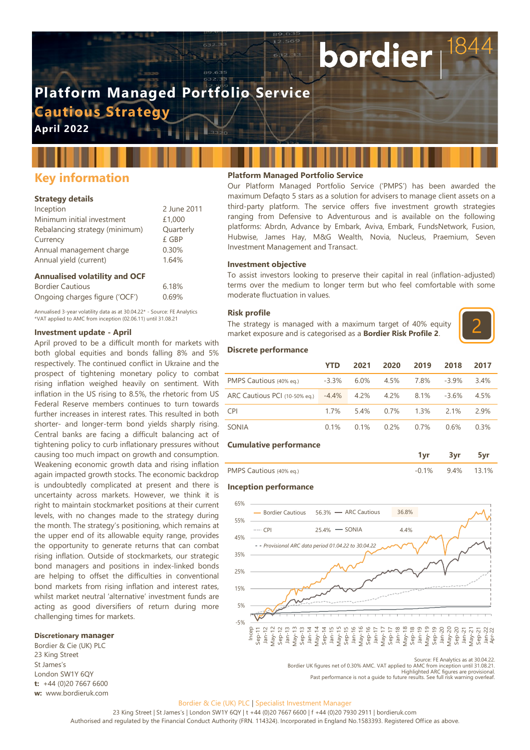# Platform Managed Portfolio Service

## Cautious Strategy

**April 2022**

bordier 1844

## Key information

### Strategy details

| | |
|---|---|
| Inception | 2 June 2011 |
| Minimum initial investment | £1,000 |
| Rebalancing strategy (minimum) | Quarterly |
| Currency | £ GBP |
| Annual management charge | 0.30% |
| Annual yield (current) | 1.64% |

### Annualised volatility and OCF

| | |
|---|---|
| Bordier Cautious | 6.18% |
| Ongoing charges figure ('OCF') | 0.69% |

Annualised 3-year volatility data as at 30.04.22* - Source: FE Analytics
*VAT applied to AMC from inception (02.06.11) until 31.08.21

### Investment update - April

April proved to be a difficult month for markets with both global equities and bonds falling 8% and 5% respectively. The continued conflict in Ukraine and the prospect of tightening monetary policy to combat rising inflation weighed heavily on sentiment. With inflation in the US rising to 8.5%, the rhetoric from US Federal Reserve members continues to turn towards further increases in interest rates. This resulted in both shorter- and longer-term bond yields sharply rising. Central banks are facing a difficult balancing act of tightening policy to curb inflationary pressures without causing too much impact on growth and consumption. Weakening economic growth data and rising inflation again impacted growth stocks. The economic backdrop is undoubtedly complicated at present and there is uncertainty across markets. However, we think it is right to maintain stockmarket positions at their current levels, with no changes made to the strategy during the month. The strategy's positioning, which remains at the upper end of its allowable equity range, provides the opportunity to generate returns that can combat rising inflation. Outside of stockmarkets, our strategic bond managers and positions in index-linked bonds are helping to offset the difficulties in conventional bond markets from rising inflation and interest rates, whilst market neutral 'alternative' investment funds are acting as good diversifiers of return during more challenging times for markets.

### Discretionary manager

Bordier & Cie (UK) PLC
23 King Street
St James's
London SW1Y 6QY
**t:** +44 (0)20 7667 6600
**w:** www.bordieruk.com

### Platform Managed Portfolio Service

Our Platform Managed Portfolio Service ('PMPS') has been awarded the maximum Defaqto 5 stars as a solution for advisers to manage client assets on a third-party platform. The service offers five investment growth strategies ranging from Defensive to Adventurous and is available on the following platforms: Abrdn, Advance by Embark, Aviva, Embark, FundsNetwork, Fusion, Hubwise, James Hay, M&G Wealth, Novia, Nucleus, Praemium, Seven Investment Management and Transact.

### Investment objective

To assist investors looking to preserve their capital in real (inflation-adjusted) terms over the medium to longer term but who feel comfortable with some moderate fluctuation in values.

### Risk profile

The strategy is managed with a maximum target of 40% equity market exposure and is categorised as a **Bordier Risk Profile 2**.

2

### Discrete performance

| | YTD | 2021 | 2020 | 2019 | 2018 | 2017 |
|---|---|---|---|---|---|---|
| PMPS Cautious (40% eq.) | -3.3% | 6.0% | 4.5% | 7.8% | -3.9% | 3.4% |
| ARC Cautious PCI (10-50% eq.) | -4.4% | 4.2% | 4.2% | 8.1% | -3.6% | 4.5% |
| CPI | 1.7% | 5.4% | 0.7% | 1.3% | 2.1% | 2.9% |
| SONIA | 0.1% | 0.1% | 0.2% | 0.7% | 0.6% | 0.3% |

### Cumulative performance

| | 1yr | 3yr | 5yr |
|---|---|---|---|
| PMPS Cautious (40% eq.) | -0.1% | 9.4% | 13.1% |

### Inception performance

| | |
|---|---|
| Bordier Cautious | 56.3% |
| ARC Cautious | 36.8% |
| CPI | 25.4% |
| SONIA | 4.4% |

*Provisional ARC data period 01.04.22 to 30.04.22*

Source: FE Analytics as at 30.04.22.
Bordier UK figures net of 0.30% AMC. VAT applied to AMC from inception until 31.08.21.
Highlighted ARC figures are provisional.
Past performance is not a guide to future results. See full risk warning overleaf.

Bordier & Cie (UK) PLC | Specialist Investment Manager

23 King Street | St James's | London SW1Y 6QY | t +44 (0)20 7667 6600 | f +44 (0)20 7930 2911 | bordieruk.com
Authorised and regulated by the Financial Conduct Authority (FRN. 114324). Incorporated in England No.1583393. Registered Office as above.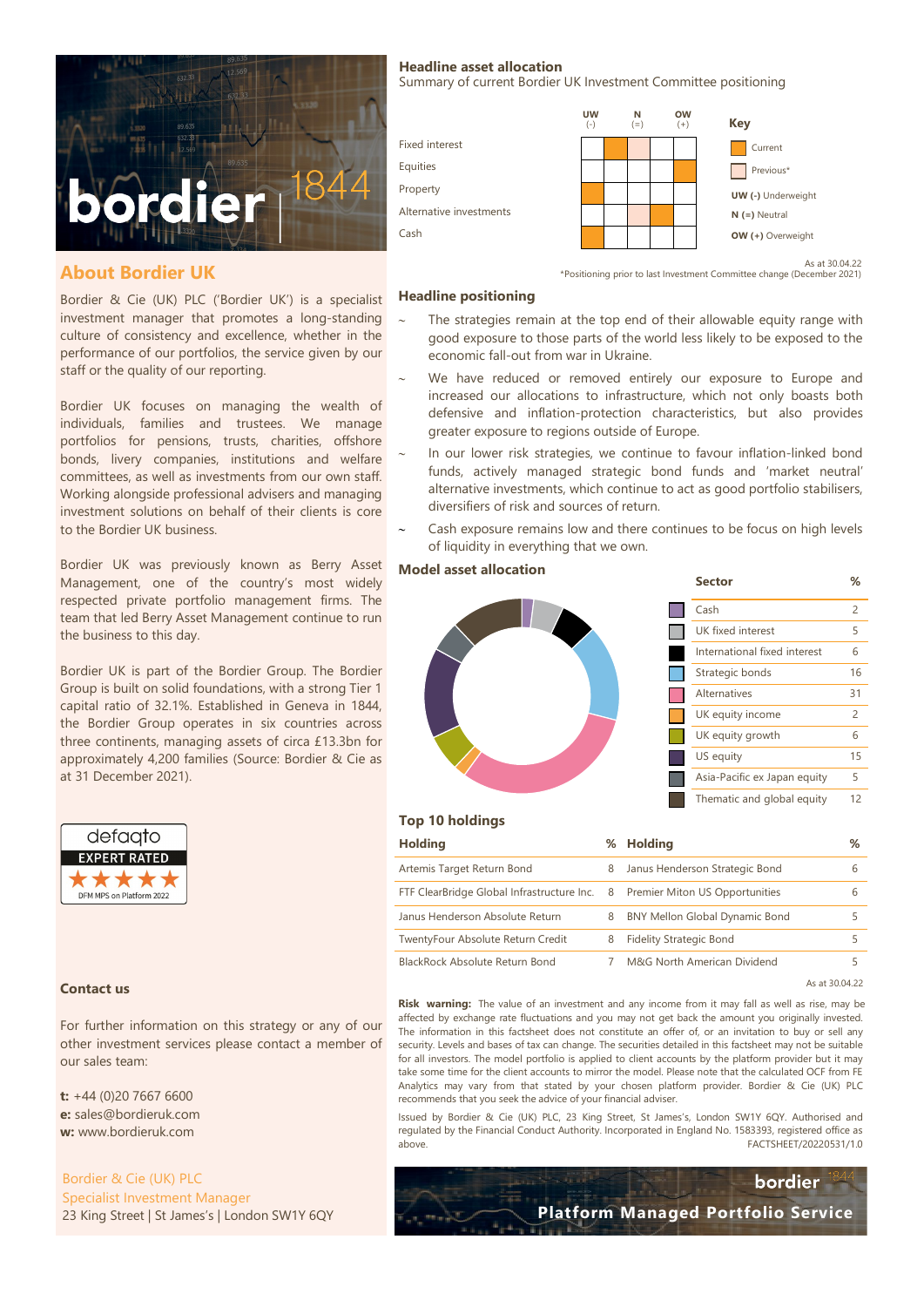bordier 1844

## About Bordier UK

Bordier & Cie (UK) PLC ('Bordier UK') is a specialist investment manager that promotes a long-standing culture of consistency and excellence, whether in the performance of our portfolios, the service given by our staff or the quality of our reporting.

Bordier UK focuses on managing the wealth of individuals, families and trustees. We manage portfolios for pensions, trusts, charities, offshore bonds, livery companies, institutions and welfare committees, as well as investments from our own staff. Working alongside professional advisers and managing investment solutions on behalf of their clients is core to the Bordier UK business.

Bordier UK was previously known as Berry Asset Management, one of the country's most widely respected private portfolio management firms. The team that led Berry Asset Management continue to run the business to this day.

Bordier UK is part of the Bordier Group. The Bordier Group is built on solid foundations, with a strong Tier 1 capital ratio of 32.1%. Established in Geneva in 1844, the Bordier Group operates in six countries across three continents, managing assets of circa £13.3bn for approximately 4,200 families (Source: Bordier & Cie as at 31 December 2021).

defaqto EXPERT RATED ★★★★★ DFM MPS on Platform 2022

### Contact us

For further information on this strategy or any of our other investment services please contact a member of our sales team:

**t:** +44 (0)20 7667 6600
**e:** sales@bordieruk.com
**w:** www.bordieruk.com

Bordier & Cie (UK) PLC
Specialist Investment Manager
23 King Street | St James's | London SW1Y 6QY

## Headline asset allocation

Summary of current Bordier UK Investment Committee positioning

UW (-) | N (=) | OW (+)

Fixed interest
Equities
Property
Alternative investments
Cash

Key
Current
Previous*
UW (-) Underweight
N (=) Neutral
OW (+) Overweight

As at 30.04.22
*Positioning prior to last Investment Committee change (December 2021)

## Headline positioning

- The strategies remain at the top end of their allowable equity range with good exposure to those parts of the world less likely to be exposed to the economic fall-out from war in Ukraine.
- We have reduced or removed entirely our exposure to Europe and increased our allocations to infrastructure, which not only boasts both defensive and inflation-protection characteristics, but also provides greater exposure to regions outside of Europe.
- In our lower risk strategies, we continue to favour inflation-linked bond funds, actively managed strategic bond funds and 'market neutral' alternative investments, which continue to act as good portfolio stabilisers, diversifiers of risk and sources of return.
- Cash exposure remains low and there continues to be focus on high levels of liquidity in everything that we own.

## Model asset allocation

| Sector | % |
|---|---|
| Cash | 2 |
| UK fixed interest | 5 |
| International fixed interest | 6 |
| Strategic bonds | 16 |
| Alternatives | 31 |
| UK equity income | 2 |
| UK equity growth | 6 |
| US equity | 15 |
| Asia-Pacific ex Japan equity | 5 |
| Thematic and global equity | 12 |

## Top 10 holdings

| Holding | % | Holding | % |
|---|---|---|---|
| Artemis Target Return Bond | 8 | Janus Henderson Strategic Bond | 6 |
| FTF ClearBridge Global Infrastructure Inc. | 8 | Premier Miton US Opportunities | 6 |
| Janus Henderson Absolute Return | 8 | BNY Mellon Global Dynamic Bond | 5 |
| TwentyFour Absolute Return Credit | 8 | Fidelity Strategic Bond | 5 |
| BlackRock Absolute Return Bond | 7 | M&G North American Dividend | 5 |

As at 30.04.22

**Risk warning:** The value of an investment and any income from it may fall as well as rise, may be affected by exchange rate fluctuations and you may not get back the amount you originally invested. The information in this factsheet does not constitute an offer of, or an invitation to buy or sell any security. Levels and bases of tax can change. The securities detailed in this factsheet may not be suitable for all investors. The model portfolio is applied to client accounts by the platform provider but it may take some time for the client accounts to mirror the model. Please note that the calculated OCF from FE Analytics may vary from that stated by your chosen platform provider. Bordier & Cie (UK) PLC recommends that you seek the advice of your financial adviser.

Issued by Bordier & Cie (UK) PLC, 23 King Street, St James's, London SW1Y 6QY. Authorised and regulated by the Financial Conduct Authority. Incorporated in England No. 1583393, registered office as above. FACTSHEET/20220531/1.0

bordier 1844
**Platform Managed Portfolio Service**